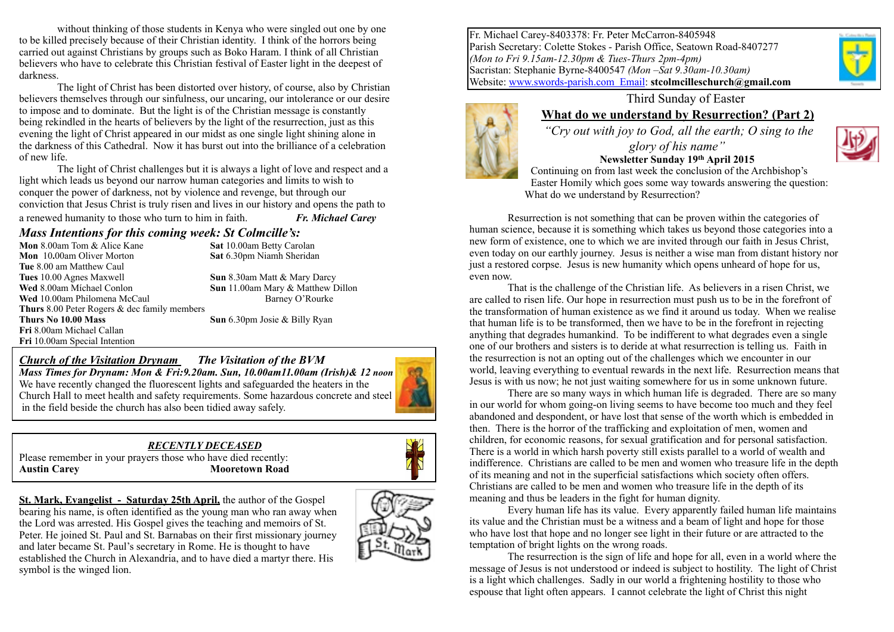without thinking of those students in Kenya who were singled out one by one to be killed precisely because of their Christian identity. I think of the horrors being carried out against Christians by groups such as Boko Haram. I think of all Christian believers who have to celebrate this Christian festival of Easter light in the deepest of darkness.

The light of Christ has been distorted over history, of course, also by Christian believers themselves through our sinfulness, our uncaring, our intolerance or our desire to impose and to dominate. But the light is of the Christian message is constantly being rekindled in the hearts of believers by the light of the resurrection, just as this evening the light of Christ appeared in our midst as one single light shining alone in the darkness of this Cathedral. Now it has burst out into the brilliance of a celebration of new life.

The light of Christ challenges but it is always a light of love and respect and a light which leads us beyond our narrow human categories and limits to wish to conquer the power of darkness, not by violence and revenge, but through our conviction that Jesus Christ is truly risen and lives in our history and opens the path to a renewed humanity to those who turn to him in faith. ***Fr. Michael Carey***

## *Mass Intentions for this coming week: St Colmcille's:*

**Mon** 8.00am Tom & Alice Kane
**Mon** 10**.**00am Oliver Morton
**Tue** 8.00 am Matthew Caul
**Tues** 10.00 Agnes Maxwell
**Wed** 8.00am Mícheal Conlon
**Wed** 10.00am Philomena McCaul
**Thurs** 8.00 Peter Rogers & dec family members
**Thurs No 10.00 Mass**
**Fri** 8.00am Michael Callan
**Fri** 10.00am Special Intention
**Sat** 10.00am Betty Carolan
**Sat** 6.30pm Niamh Sheridan
**Sun** 8.30am Matt & Mary Darcy
**Sun** 11.00am Mary & Matthew Dillon
Barney O'Rourke
**Sun** 6.30pm Josie & Billy Ryan

***Church of the Visitation Drynam*** ***The Visitation of the BVM***

***Mass Times for Drynam: Mon & Fri:9.20am. Sun, 10.00am11.00am (Irish)& 12 noon***

We have recently changed the fluorescent lights and safeguarded the heaters in the Church Hall to meet health and safety requirements. Some hazardous concrete and steel in the field beside the church has also been tidied away safely.

***RECENTLY DECEASED***

Please remember in your prayers those who have died recently:

**Austin Carey** **Mooretown Road**

**St. Mark, Evangelist - Saturday 25th April,** the author of the Gospel bearing his name, is often identified as the young man who ran away when the Lord was arrested. His Gospel gives the teaching and memoirs of St. Peter. He joined St. Paul and St. Barnabas on their first missionary journey and later became St. Paul's secretary in Rome. He is thought to have established the Church in Alexandria, and to have died a martyr there. His symbol is the winged lion.

Fr. Michael Carey-8403378: Fr. Peter McCarron-8405948
Parish Secretary: Colette Stokes - Parish Office, Seatown Road-8407277
*(Mon to Fri 9.15am-12.30pm & Tues-Thurs 2pm-4pm)*
Sacristan: Stephanie Byrne-8400547 *(Mon –Sat 9.30am-10.30am)*
Website: www.swords-parish.com Email: **stcolmcilleschurch@gmail.com**

Third Sunday of Easter

## What do we understand by Resurrection? (Part 2)

*"Cry out with joy to God, all the earth; O sing to the glory of his name"*

**Newsletter Sunday 19th April 2015**

Continuing on from last week the conclusion of the Archbishop's Easter Homily which goes some way towards answering the question: What do we understand by Resurrection?

Resurrection is not something that can be proven within the categories of human science, because it is something which takes us beyond those categories into a new form of existence, one to which we are invited through our faith in Jesus Christ, even today on our earthly journey. Jesus is neither a wise man from distant history nor just a restored corpse. Jesus is new humanity which opens unheard of hope for us, even now.

That is the challenge of the Christian life. As believers in a risen Christ, we are called to risen life. Our hope in resurrection must push us to be in the forefront of the transformation of human existence as we find it around us today. When we realise that human life is to be transformed, then we have to be in the forefront in rejecting anything that degrades humankind. To be indifferent to what degrades even a single one of our brothers and sisters is to deride at what resurrection is telling us. Faith in the resurrection is not an opting out of the challenges which we encounter in our world, leaving everything to eventual rewards in the next life. Resurrection means that Jesus is with us now; he not just waiting somewhere for us in some unknown future.

There are so many ways in which human life is degraded. There are so many in our world for whom going-on living seems to have become too much and they feel abandoned and despondent, or have lost that sense of the worth which is embedded in then. There is the horror of the trafficking and exploitation of men, women and children, for economic reasons, for sexual gratification and for personal satisfaction. There is a world in which harsh poverty still exists parallel to a world of wealth and indifference. Christians are called to be men and women who treasure life in the depth of its meaning and not in the superficial satisfactions which society often offers. Christians are called to be men and women who treasure life in the depth of its meaning and thus be leaders in the fight for human dignity.

Every human life has its value. Every apparently failed human life maintains its value and the Christian must be a witness and a beam of light and hope for those who have lost that hope and no longer see light in their future or are attracted to the temptation of bright lights on the wrong roads.

The resurrection is the sign of life and hope for all, even in a world where the message of Jesus is not understood or indeed is subject to hostility. The light of Christ is a light which challenges. Sadly in our world a frightening hostility to those who espouse that light often appears. I cannot celebrate the light of Christ this night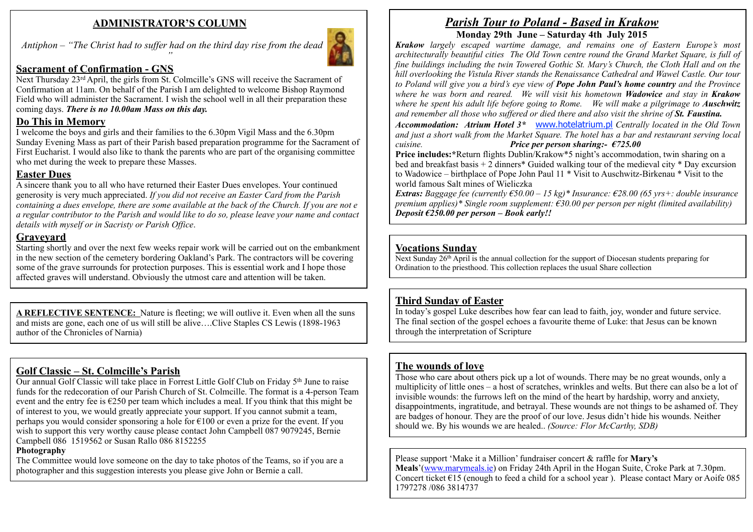## ADMINISTRATOR'S COLUMN

*Antiphon – "The Christ had to suffer had on the third day rise from the dead "*

### Sacrament of Confirmation - GNS

Next Thursday 23rd April, the girls from St. Colmcille's GNS will receive the Sacrament of Confirmation at 11am. On behalf of the Parish I am delighted to welcome Bishop Raymond Field who will administer the Sacrament. I wish the school well in all their preparation these coming days. ***There is no 10.00am Mass on this day.***

### Do This in Memory

I welcome the boys and girls and their families to the 6.30pm Vigil Mass and the 6.30pm Sunday Evening Mass as part of their Parish based preparation programme for the Sacrament of First Eucharist. I would also like to thank the parents who are part of the organising committee who met during the week to prepare these Masses.

### Easter Dues

A sincere thank you to all who have returned their Easter Dues envelopes. Your continued generosity is very much appreciated. *If you did not receive an Easter Card from the Parish containing a dues envelope, there are some available at the back of the Church. If you are not e a regular contributor to the Parish and would like to do so, please leave your name and contact details with myself or in Sacristy or Parish Office*.

### Graveyard

Starting shortly and over the next few weeks repair work will be carried out on the embankment in the new section of the cemetery bordering Oakland's Park. The contractors will be covering some of the grave surrounds for protection purposes. This is essential work and I hope those affected graves will understand. Obviously the utmost care and attention will be taken.

**A REFLECTIVE SENTENCE:** Nature is fleeting; we will outlive it. Even when all the suns and mists are gone, each one of us will still be alive….Clive Staples CS Lewis (1898-1963 author of the Chronicles of Narnia)

### Golf Classic – St. Colmcille's Parish

Our annual Golf Classic will take place in Forrest Little Golf Club on Friday 5th June to raise funds for the redecoration of our Parish Church of St. Colmcille. The format is a 4-person Team event and the entry fee is €250 per team which includes a meal. If you think that this might be of interest to you, we would greatly appreciate your support. If you cannot submit a team, perhaps you would consider sponsoring a hole for €100 or even a prize for the event. If you wish to support this very worthy cause please contact John Campbell 087 9079245, Bernie Campbell 086 1519562 or Susan Rallo 086 8152255

**Photography**

The Committee would love someone on the day to take photos of the Teams, so if you are a photographer and this suggestion interests you please give John or Bernie a call.

## *Parish Tour to Poland - Based in Krakow*

**Monday 29th June – Saturday 4th July 2015**

***Krakow*** *largely escaped wartime damage, and remains one of Eastern Europe's most architecturally beautiful cities The Old Town centre round the Grand Market Square, is full of fine buildings including the twin Towered Gothic St. Mary's Church, the Cloth Hall and on the hill overlooking the Vistula River stands the Renaissance Cathedral and Wawel Castle. Our tour to Poland will give you a bird's eye view of* ***Pope John Paul's home country*** *and the Province where he was born and reared. We will visit his hometown* ***Wadowice*** *and stay in* ***Krakow*** *where he spent his adult life before going to Rome. We will make a pilgrimage to* ***Auschwitz*** *and remember all those who suffered or died there and also visit the shrine of* ***St. Faustina.***

***Accommodation: Atrium Hotel 3**** www.hotelatrium.pl *Centrally located in the Old Town and just a short walk from the Market Square. The hotel has a bar and restaurant serving local cuisine.* ***Price per person sharing:- €725.00***

**Price includes:***Return flights Dublin/Krakow*5 night's accommodation, twin sharing on a bed and breakfast basis + 2 dinners* Guided walking tour of the medieval city * Day excursion to Wadowice – birthplace of Pope John Paul 11 * Visit to Auschwitz-Birkenau * Visit to the world famous Salt mines of Wieliczka

***Extras:*** *Baggage fee (currently €50.00 – 15 kg)* Insurance: €28.00 (65 yrs+: double insurance premium applies)* Single room supplement: €30.00 per person per night (limited availability)*
***Deposit €250.00 per person – Book early!!***

### Vocations Sunday

Next Sunday 26th April is the annual collection for the support of Diocesan students preparing for Ordination to the priesthood. This collection replaces the usual Share collection

### Third Sunday of Easter

In today's gospel Luke describes how fear can lead to faith, joy, wonder and future service. The final section of the gospel echoes a favourite theme of Luke: that Jesus can be known through the interpretation of Scripture

### The wounds of love

Those who care about others pick up a lot of wounds. There may be no great wounds, only a multiplicity of little ones – a host of scratches, wrinkles and welts. But there can also be a lot of invisible wounds: the furrows left on the mind of the heart by hardship, worry and anxiety, disappointments, ingratitude, and betrayal. These wounds are not things to be ashamed of. They are badges of honour. They are the proof of our love. Jesus didn't hide his wounds. Neither should we. By his wounds we are healed.. *(Source: Flor McCarthy, SDB)*

Please support 'Make it a Million' fundraiser concert & raffle for **Mary's Meals**'(www.marymeals.ie) on Friday 24th April in the Hogan Suite, Croke Park at 7.30pm. Concert ticket €15 (enough to feed a child for a school year ). Please contact Mary or Aoife 085 1797278 /086 3814737